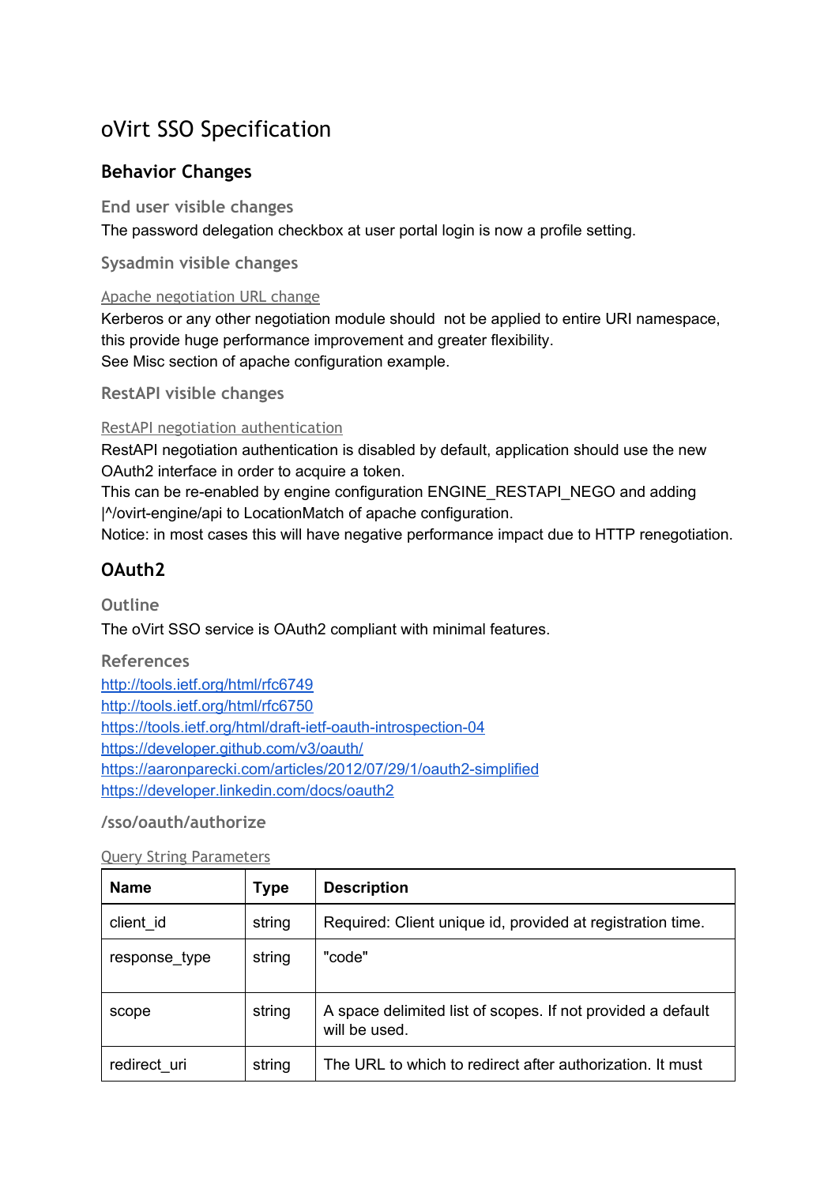# oVirt SSO Specification

## Behavior Changes

### End user visible changes

The password delegation checkbox at user portal login is now a profile setting.

### Sysadmin visible changes

#### Apache negotiation URL change

Kerberos or any other negotiation module should not be applied to entire URI namespace, this provide huge performance improvement and greater flexibility.
See Misc section of apache configuration example.

### RestAPI visible changes

#### RestAPI negotiation authentication

RestAPI negotiation authentication is disabled by default, application should use the new OAuth2 interface in order to acquire a token.
This can be re-enabled by engine configuration ENGINE_RESTAPI_NEGO and adding |^/ovirt-engine/api to LocationMatch of apache configuration.
Notice: in most cases this will have negative performance impact due to HTTP renegotiation.

## OAuth2

### Outline

The oVirt SSO service is OAuth2 compliant with minimal features.

### References

http://tools.ietf.org/html/rfc6749
http://tools.ietf.org/html/rfc6750
https://tools.ietf.org/html/draft-ietf-oauth-introspection-04
https://developer.github.com/v3/oauth/
https://aaronparecki.com/articles/2012/07/29/1/oauth2-simplified
https://developer.linkedin.com/docs/oauth2

### /sso/oauth/authorize

#### Query String Parameters

| Name | Type | Description |
|---|---|---|
| client_id | string | Required: Client unique id, provided at registration time. |
| response_type | string | "code" |
| scope | string | A space delimited list of scopes. If not provided a default will be used. |
| redirect_uri | string | The URL to which to redirect after authorization. It must |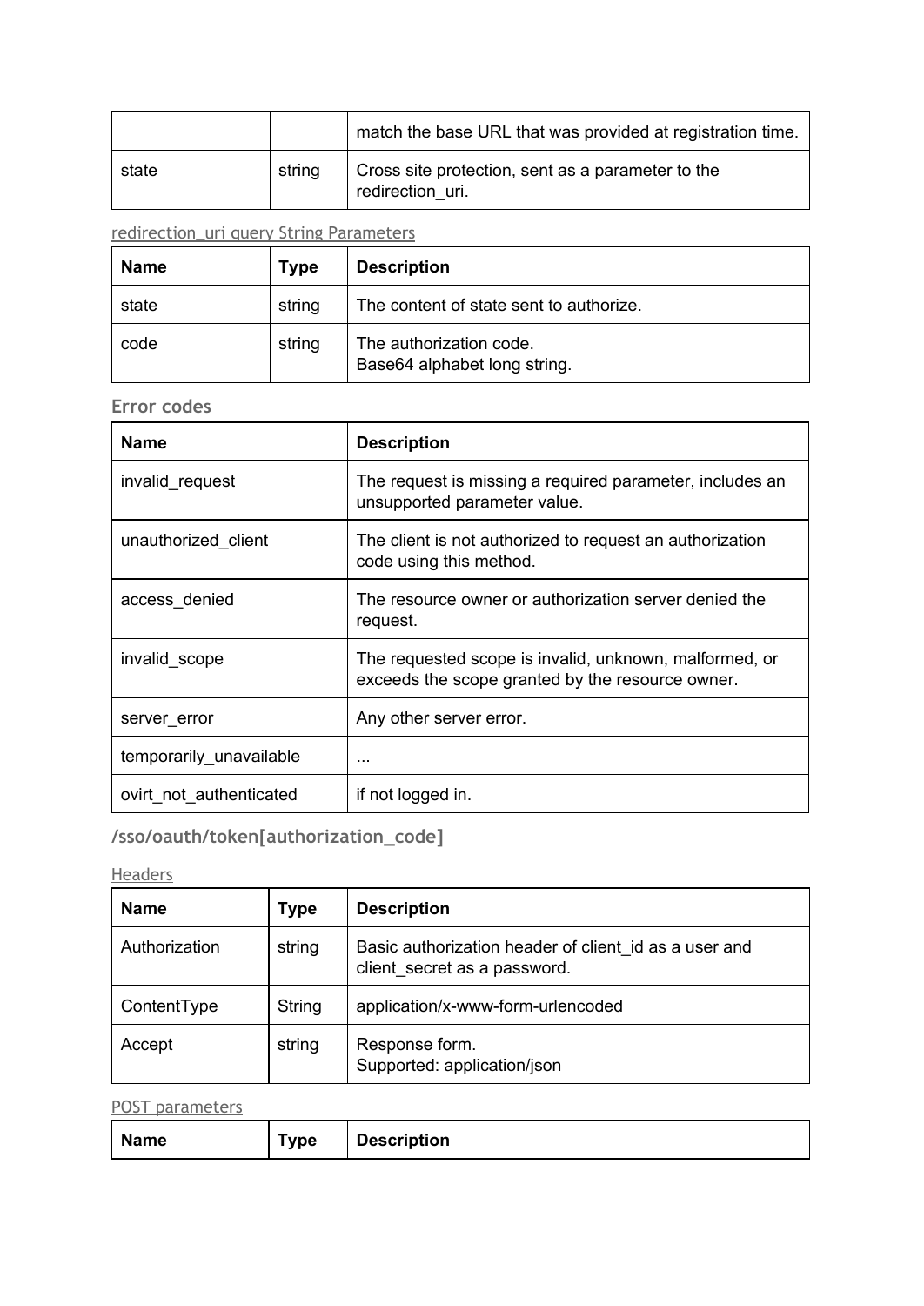| | | match the base URL that was provided at registration time. |
| --- | --- | --- |
| state | string | Cross site protection, sent as a parameter to the redirection_uri. |

redirection_uri query String Parameters

| Name | Type | Description |
| --- | --- | --- |
| state | string | The content of state sent to authorize. |
| code | string | The authorization code.<br>Base64 alphabet long string. |

### Error codes

| Name | Description |
| --- | --- |
| invalid_request | The request is missing a required parameter, includes an unsupported parameter value. |
| unauthorized_client | The client is not authorized to request an authorization code using this method. |
| access_denied | The resource owner or authorization server denied the request. |
| invalid_scope | The requested scope is invalid, unknown, malformed, or exceeds the scope granted by the resource owner. |
| server_error | Any other server error. |
| temporarily_unavailable | ... |
| ovirt_not_authenticated | if not logged in. |

## /sso/oauth/token[authorization_code]

Headers

| Name | Type | Description |
| --- | --- | --- |
| Authorization | string | Basic authorization header of client_id as a user and client_secret as a password. |
| ContentType | String | application/x-www-form-urlencoded |
| Accept | string | Response form.<br>Supported: application/json |

POST parameters

| Name | Type | Description |
| --- | --- | --- |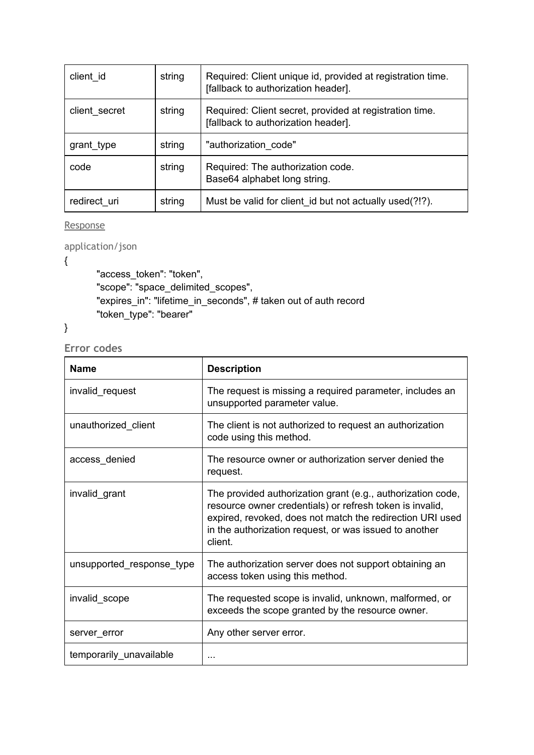| client_id | string | Required: Client unique id, provided at registration time. [fallback to authorization header]. |
|---|---|---|
| client_secret | string | Required: Client secret, provided at registration time. [fallback to authorization header]. |
| grant_type | string | "authorization_code" |
| code | string | Required: The authorization code.<br>Base64 alphabet long string. |
| redirect_uri | string | Must be valid for client_id but not actually used(?!?). |

Response

application/json

```
{
        "access_token": "token",
        "scope": "space_delimited_scopes",
        "expires_in": "lifetime_in_seconds", # taken out of auth record
        "token_type": "bearer"
}
```

### Error codes

| Name | Description |
|---|---|
| invalid_request | The request is missing a required parameter, includes an unsupported parameter value. |
| unauthorized_client | The client is not authorized to request an authorization code using this method. |
| access_denied | The resource owner or authorization server denied the request. |
| invalid_grant | The provided authorization grant (e.g., authorization code, resource owner credentials) or refresh token is invalid, expired, revoked, does not match the redirection URI used in the authorization request, or was issued to another client. |
| unsupported_response_type | The authorization server does not support obtaining an access token using this method. |
| invalid_scope | The requested scope is invalid, unknown, malformed, or exceeds the scope granted by the resource owner. |
| server_error | Any other server error. |
| temporarily_unavailable | ... |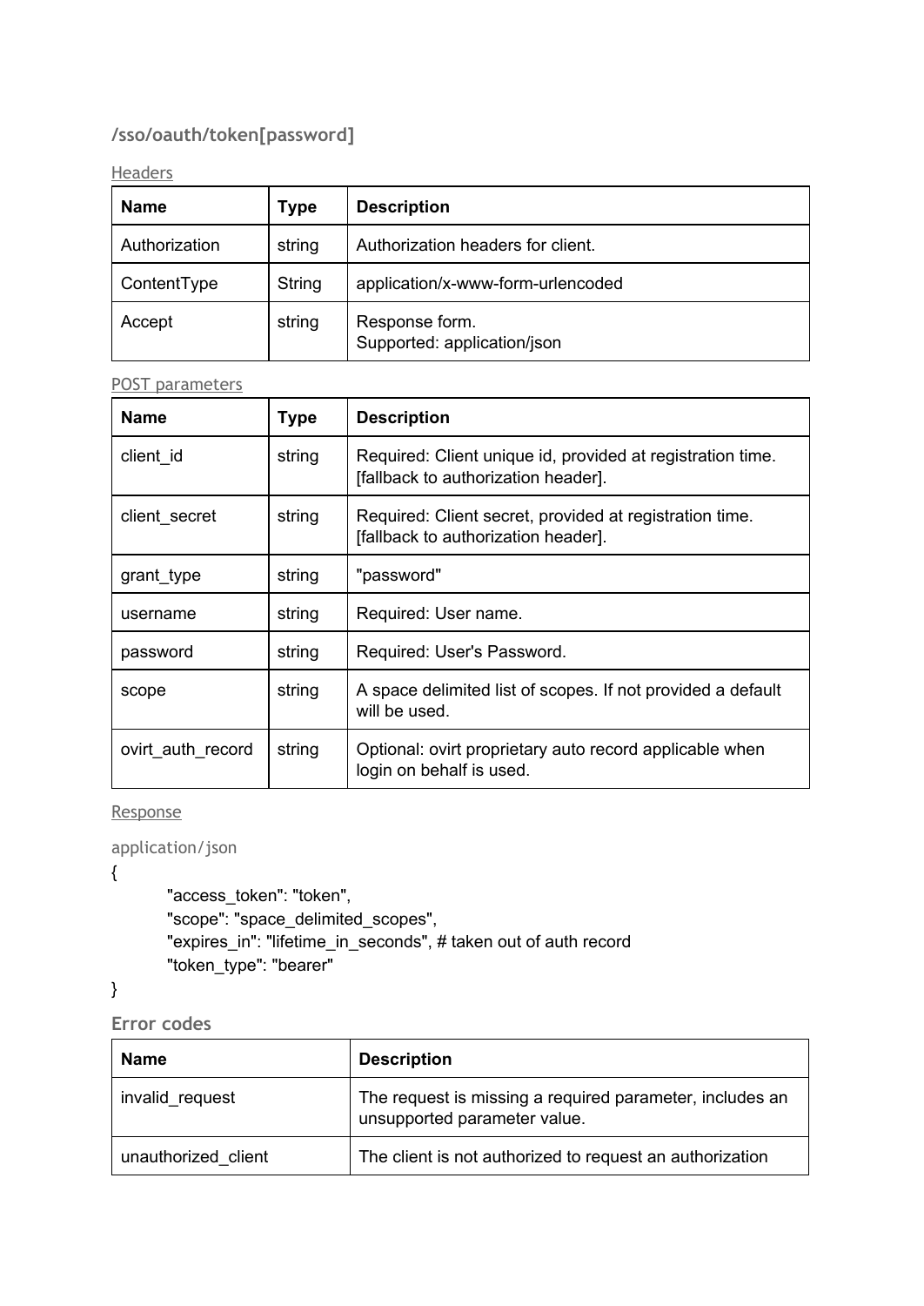### /sso/oauth/token[password]

Headers

| Name | Type | Description |
|---|---|---|
| Authorization | string | Authorization headers for client. |
| ContentType | String | application/x-www-form-urlencoded |
| Accept | string | Response form.<br>Supported: application/json |

POST parameters

| Name | Type | Description |
|---|---|---|
| client_id | string | Required: Client unique id, provided at registration time. [fallback to authorization header]. |
| client_secret | string | Required: Client secret, provided at registration time. [fallback to authorization header]. |
| grant_type | string | "password" |
| username | string | Required: User name. |
| password | string | Required: User's Password. |
| scope | string | A space delimited list of scopes. If not provided a default will be used. |
| ovirt_auth_record | string | Optional: ovirt proprietary auto record applicable when login on behalf is used. |

Response

application/json

```
{
        "access_token": "token",
        "scope": "space_delimited_scopes",
        "expires_in": "lifetime_in_seconds", # taken out of auth record
        "token_type": "bearer"
}
```

#### Error codes

| Name | Description |
|---|---|
| invalid_request | The request is missing a required parameter, includes an unsupported parameter value. |
| unauthorized_client | The client is not authorized to request an authorization |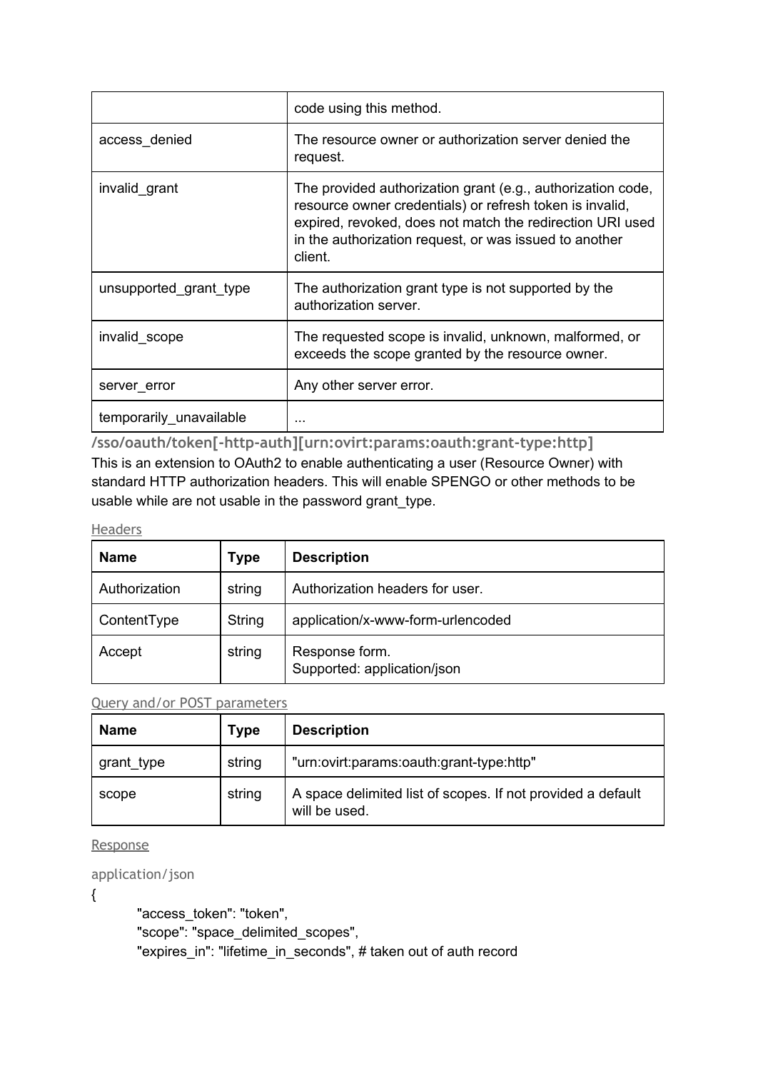| | |
|---|---|
| | code using this method. |
| access_denied | The resource owner or authorization server denied the request. |
| invalid_grant | The provided authorization grant (e.g., authorization code, resource owner credentials) or refresh token is invalid, expired, revoked, does not match the redirection URI used in the authorization request, or was issued to another client. |
| unsupported_grant_type | The authorization grant type is not supported by the authorization server. |
| invalid_scope | The requested scope is invalid, unknown, malformed, or exceeds the scope granted by the resource owner. |
| server_error | Any other server error. |
| temporarily_unavailable | ... |

### /sso/oauth/token[-http-auth][urn:ovirt:params:oauth:grant-type:http]

This is an extension to OAuth2 to enable authenticating a user (Resource Owner) with standard HTTP authorization headers. This will enable SPENGO or other methods to be usable while are not usable in the password grant_type.

#### Headers

| Name | Type | Description |
|---|---|---|
| Authorization | string | Authorization headers for user. |
| ContentType | String | application/x-www-form-urlencoded |
| Accept | string | Response form.<br>Supported: application/json |

#### Query and/or POST parameters

| Name | Type | Description |
|---|---|---|
| grant_type | string | "urn:ovirt:params:oauth:grant-type:http" |
| scope | string | A space delimited list of scopes. If not provided a default will be used. |

#### Response

application/json

```
{
    "access_token": "token",
    "scope": "space_delimited_scopes",
    "expires_in": "lifetime_in_seconds", # taken out of auth record
```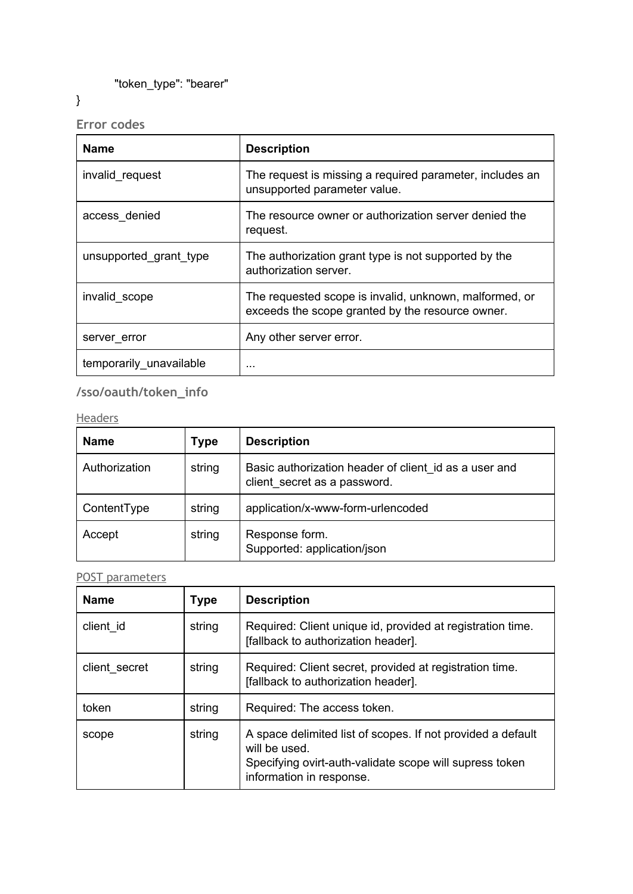```
    "token_type": "bearer"
}
```

### Error codes

| Name | Description |
|---|---|
| invalid_request | The request is missing a required parameter, includes an unsupported parameter value. |
| access_denied | The resource owner or authorization server denied the request. |
| unsupported_grant_type | The authorization grant type is not supported by the authorization server. |
| invalid_scope | The requested scope is invalid, unknown, malformed, or exceeds the scope granted by the resource owner. |
| server_error | Any other server error. |
| temporarily_unavailable | ... |

### /sso/oauth/token_info

#### Headers

| Name | Type | Description |
|---|---|---|
| Authorization | string | Basic authorization header of client_id as a user and client_secret as a password. |
| ContentType | string | application/x-www-form-urlencoded |
| Accept | string | Response form.<br>Supported: application/json |

#### POST parameters

| Name | Type | Description |
|---|---|---|
| client_id | string | Required: Client unique id, provided at registration time. [fallback to authorization header]. |
| client_secret | string | Required: Client secret, provided at registration time. [fallback to authorization header]. |
| token | string | Required: The access token. |
| scope | string | A space delimited list of scopes. If not provided a default will be used.<br>Specifying ovirt-auth-validate scope will supress token information in response. |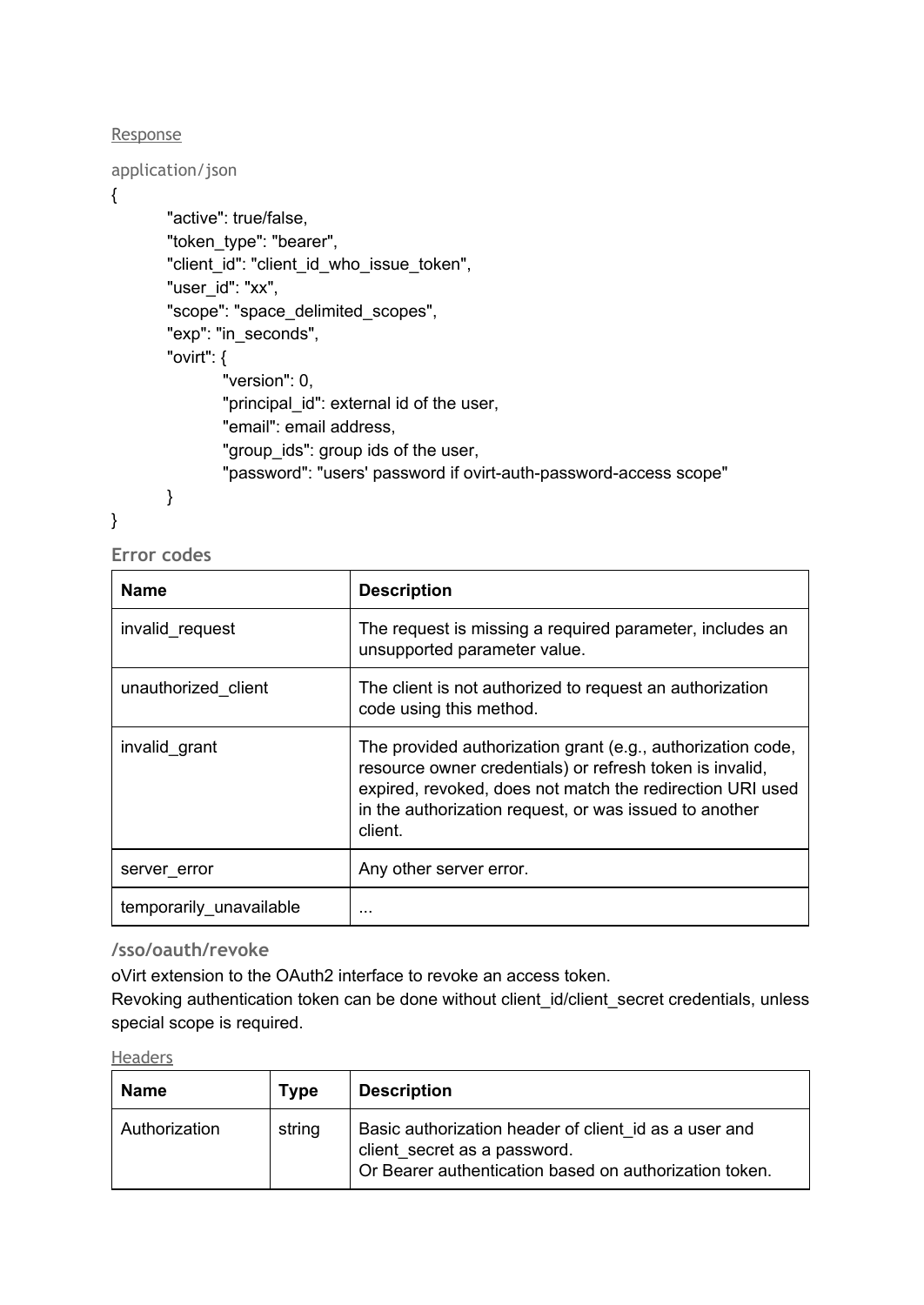Response

application/json

```
{
        "active": true/false,
        "token_type": "bearer",
        "client_id": "client_id_who_issue_token",
        "user_id": "xx",
        "scope": "space_delimited_scopes",
        "exp": "in_seconds",
        "ovirt": {
                "version": 0,
                "principal_id": external id of the user,
                "email": email address,
                "group_ids": group ids of the user,
                "password": "users' password if ovirt-auth-password-access scope"
        }
}
```

### Error codes

| Name | Description |
|---|---|
| invalid_request | The request is missing a required parameter, includes an unsupported parameter value. |
| unauthorized_client | The client is not authorized to request an authorization code using this method. |
| invalid_grant | The provided authorization grant (e.g., authorization code, resource owner credentials) or refresh token is invalid, expired, revoked, does not match the redirection URI used in the authorization request, or was issued to another client. |
| server_error | Any other server error. |
| temporarily_unavailable | ... |

### /sso/oauth/revoke

oVirt extension to the OAuth2 interface to revoke an access token.
Revoking authentication token can be done without client_id/client_secret credentials, unless special scope is required.

Headers

| Name | Type | Description |
|---|---|---|
| Authorization | string | Basic authorization header of client_id as a user and client_secret as a password.<br>Or Bearer authentication based on authorization token. |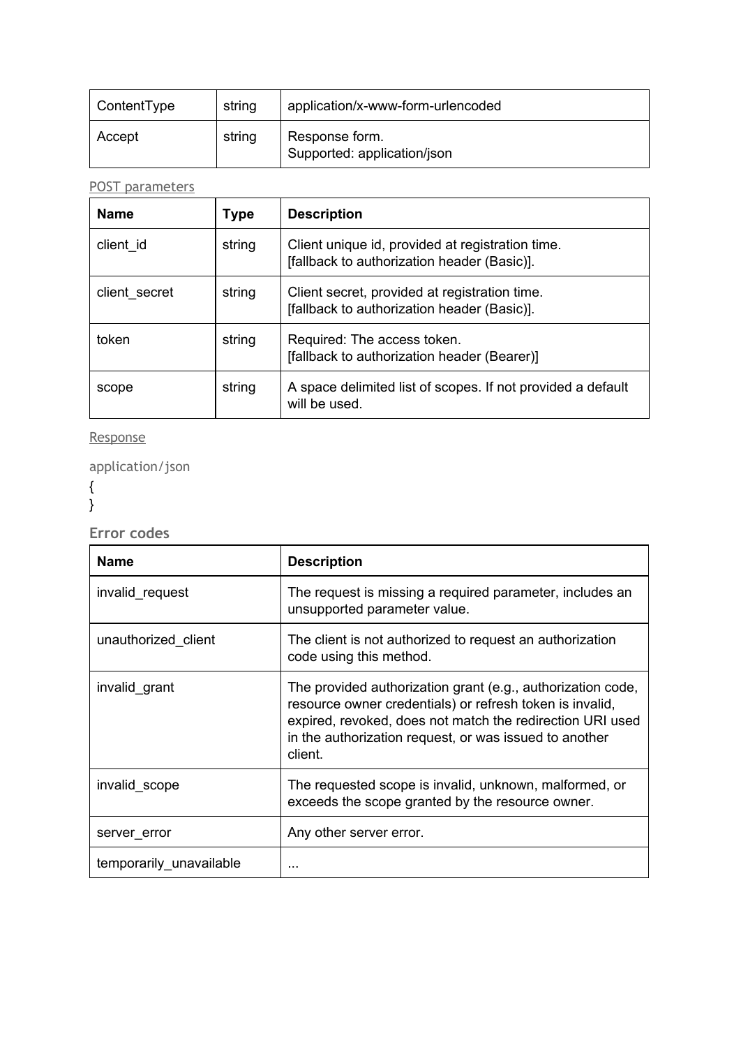| ContentType | string | application/x-www-form-urlencoded |
|---|---|---|
| Accept | string | Response form.<br>Supported: application/json |

POST parameters

| Name | Type | Description |
|---|---|---|
| client_id | string | Client unique id, provided at registration time.<br>[fallback to authorization header (Basic)]. |
| client_secret | string | Client secret, provided at registration time.<br>[fallback to authorization header (Basic)]. |
| token | string | Required: The access token.<br>[fallback to authorization header (Bearer)] |
| scope | string | A space delimited list of scopes. If not provided a default will be used. |

Response

application/json

```
{
}
```

### Error codes

| Name | Description |
|---|---|
| invalid_request | The request is missing a required parameter, includes an unsupported parameter value. |
| unauthorized_client | The client is not authorized to request an authorization code using this method. |
| invalid_grant | The provided authorization grant (e.g., authorization code, resource owner credentials) or refresh token is invalid, expired, revoked, does not match the redirection URI used in the authorization request, or was issued to another client. |
| invalid_scope | The requested scope is invalid, unknown, malformed, or exceeds the scope granted by the resource owner. |
| server_error | Any other server error. |
| temporarily_unavailable | ... |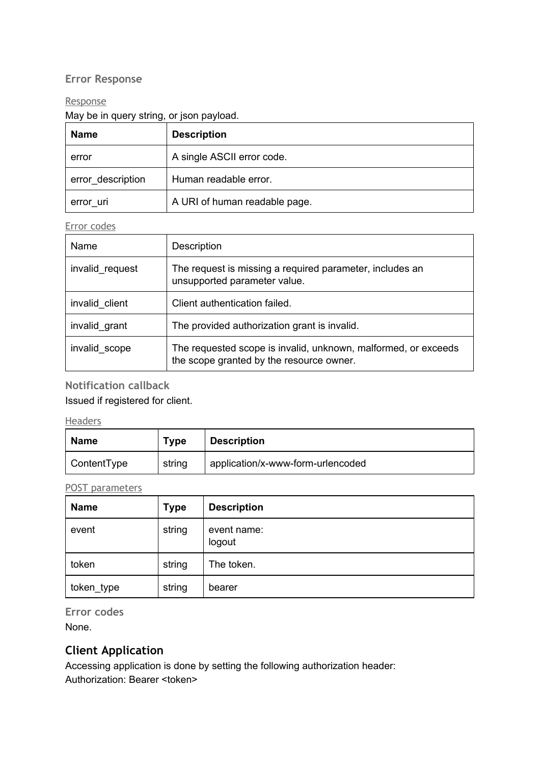### Error Response

#### Response

May be in query string, or json payload.

| Name | Description |
|---|---|
| error | A single ASCII error code. |
| error_description | Human readable error. |
| error_uri | A URI of human readable page. |

#### Error codes

| Name | Description |
|---|---|
| invalid_request | The request is missing a required parameter, includes an unsupported parameter value. |
| invalid_client | Client authentication failed. |
| invalid_grant | The provided authorization grant is invalid. |
| invalid_scope | The requested scope is invalid, unknown, malformed, or exceeds the scope granted by the resource owner. |

### Notification callback

Issued if registered for client.

#### Headers

| Name | Type | Description |
|---|---|---|
| ContentType | string | application/x-www-form-urlencoded |

#### POST parameters

| Name | Type | Description |
|---|---|---|
| event | string | event name:<br>logout |
| token | string | The token. |
| token_type | string | bearer |

### Error codes

None.

## Client Application

Accessing application is done by setting the following authorization header:
Authorization: Bearer <token>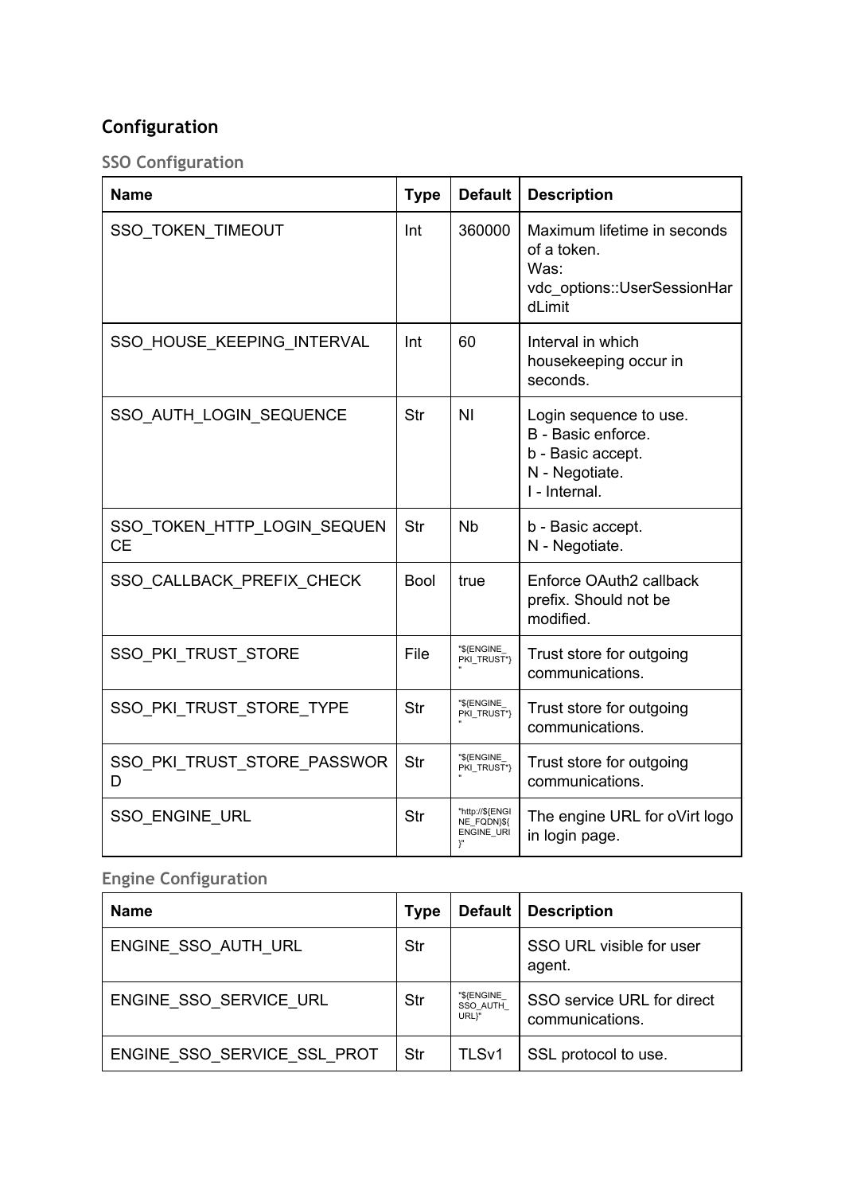## Configuration

### SSO Configuration

| Name | Type | Default | Description |
|---|---|---|---|
| SSO_TOKEN_TIMEOUT | Int | 360000 | Maximum lifetime in seconds of a token.<br>Was: vdc_options::UserSessionHardLimit |
| SSO_HOUSE_KEEPING_INTERVAL | Int | 60 | Interval in which housekeeping occur in seconds. |
| SSO_AUTH_LOGIN_SEQUENCE | Str | NI | Login sequence to use.<br>B - Basic enforce.<br>b - Basic accept.<br>N - Negotiate.<br>I - Internal. |
| SSO_TOKEN_HTTP_LOGIN_SEQUENCE | Str | Nb | b - Basic accept.<br>N - Negotiate. |
| SSO_CALLBACK_PREFIX_CHECK | Bool | true | Enforce OAuth2 callback prefix. Should not be modified. |
| SSO_PKI_TRUST_STORE | File | "${ENGINE_PKI_TRUST*}" | Trust store for outgoing communications. |
| SSO_PKI_TRUST_STORE_TYPE | Str | "${ENGINE_PKI_TRUST*}" | Trust store for outgoing communications. |
| SSO_PKI_TRUST_STORE_PASSWORD | Str | "${ENGINE_PKI_TRUST*}" | Trust store for outgoing communications. |
| SSO_ENGINE_URL | Str | "http://${ENGINE_FQDN}${ENGINE_URI}" | The engine URL for oVirt logo in login page. |

### Engine Configuration

| Name | Type | Default | Description |
|---|---|---|---|
| ENGINE_SSO_AUTH_URL | Str | | SSO URL visible for user agent. |
| ENGINE_SSO_SERVICE_URL | Str | "${ENGINE_SSO_AUTH_URL}" | SSO service URL for direct communications. |
| ENGINE_SSO_SERVICE_SSL_PROT | Str | TLSv1 | SSL protocol to use. |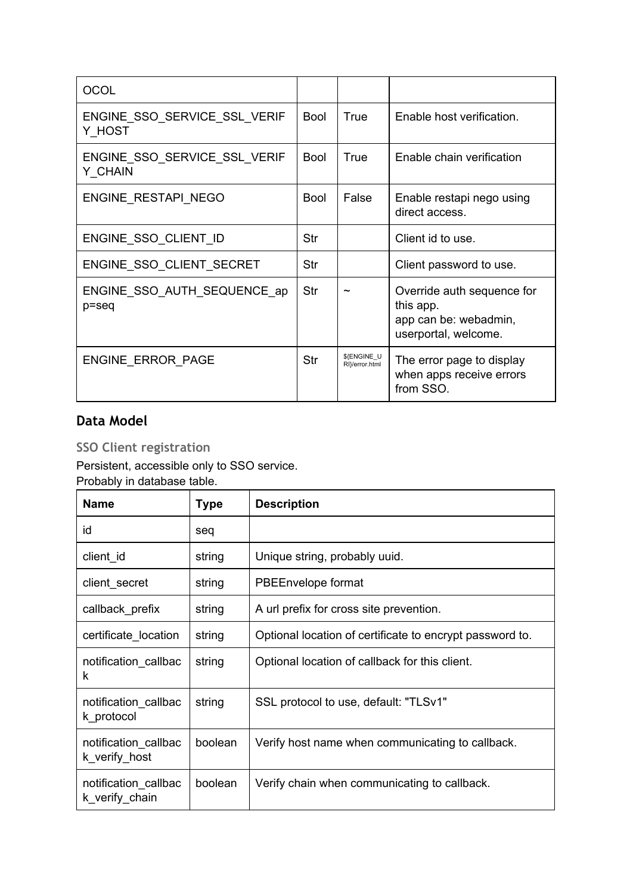| | | | |
|---|---|---|---|
| OCOL | | | |
| ENGINE_SSO_SERVICE_SSL_VERIFY_HOST | Bool | True | Enable host verification. |
| ENGINE_SSO_SERVICE_SSL_VERIFY_CHAIN | Bool | True | Enable chain verification |
| ENGINE_RESTAPI_NEGO | Bool | False | Enable restapi nego using direct access. |
| ENGINE_SSO_CLIENT_ID | Str | | Client id to use. |
| ENGINE_SSO_CLIENT_SECRET | Str | | Client password to use. |
| ENGINE_SSO_AUTH_SEQUENCE_app=seq | Str | ~ | Override auth sequence for this app.<br>app can be: webadmin, userportal, welcome. |
| ENGINE_ERROR_PAGE | Str | ${ENGINE_URI}/error.html | The error page to display when apps receive errors from SSO. |

## Data Model

### SSO Client registration

Persistent, accessible only to SSO service.
Probably in database table.

| Name | Type | Description |
|---|---|---|
| id | seq | |
| client_id | string | Unique string, probably uuid. |
| client_secret | string | PBEEnvelope format |
| callback_prefix | string | A url prefix for cross site prevention. |
| certificate_location | string | Optional location of certificate to encrypt password to. |
| notification_callback | string | Optional location of callback for this client. |
| notification_callback_protocol | string | SSL protocol to use, default: "TLSv1" |
| notification_callback_verify_host | boolean | Verify host name when communicating to callback. |
| notification_callback_verify_chain | boolean | Verify chain when communicating to callback. |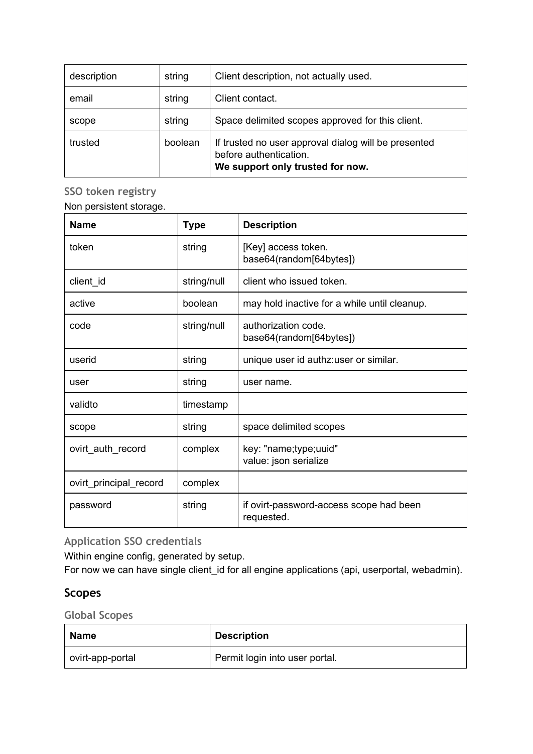| description | string | Client description, not actually used. |
| --- | --- | --- |
| email | string | Client contact. |
| scope | string | Space delimited scopes approved for this client. |
| trusted | boolean | If trusted no user approval dialog will be presented before authentication.<br>**We support only trusted for now.** |

### SSO token registry

Non persistent storage.

| Name | Type | Description |
| --- | --- | --- |
| token | string | [Key] access token.<br>base64(random[64bytes]) |
| client_id | string/null | client who issued token. |
| active | boolean | may hold inactive for a while until cleanup. |
| code | string/null | authorization code.<br>base64(random[64bytes]) |
| userid | string | unique user id authz:user or similar. |
| user | string | user name. |
| validto | timestamp | |
| scope | string | space delimited scopes |
| ovirt_auth_record | complex | key: "name;type;uuid"<br>value: json serialize |
| ovirt_principal_record | complex | |
| password | string | if ovirt-password-access scope had been requested. |

### Application SSO credentials

Within engine config, generated by setup.
For now we can have single client_id for all engine applications (api, userportal, webadmin).

## Scopes

### Global Scopes

| Name | Description |
| --- | --- |
| ovirt-app-portal | Permit login into user portal. |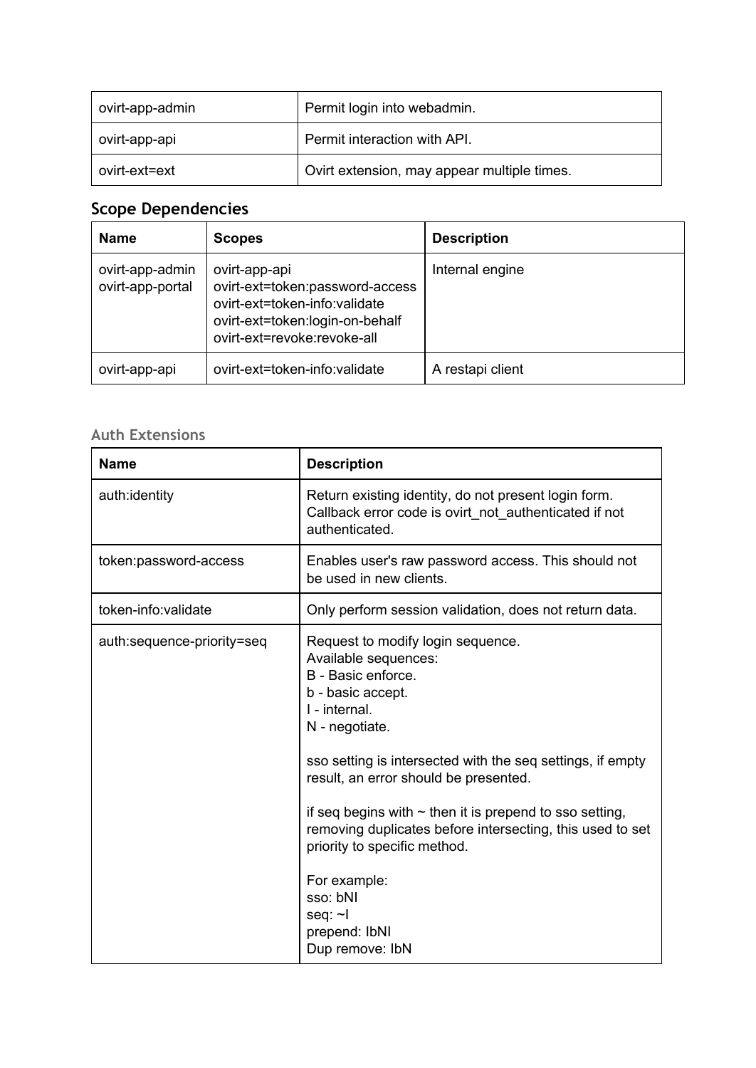| ovirt-app-admin | Permit login into webadmin. |
|---|---|
| ovirt-app-api | Permit interaction with API. |
| ovirt-ext=ext | Ovirt extension, may appear multiple times. |

## Scope Dependencies

| Name | Scopes | Description |
|---|---|---|
| ovirt-app-admin<br>ovirt-app-portal | ovirt-app-api<br>ovirt-ext=token:password-access<br>ovirt-ext=token-info:validate<br>ovirt-ext=token:login-on-behalf<br>ovirt-ext=revoke:revoke-all | Internal engine |
| ovirt-app-api | ovirt-ext=token-info:validate | A restapi client |

### Auth Extensions

| Name | Description |
|---|---|
| auth:identity | Return existing identity, do not present login form. Callback error code is ovirt_not_authenticated if not authenticated. |
| token:password-access | Enables user's raw password access. This should not be used in new clients. |
| token-info:validate | Only perform session validation, does not return data. |
| auth:sequence-priority=seq | Request to modify login sequence.<br>Available sequences:<br>B - Basic enforce.<br>b - basic accept.<br>I - internal.<br>N - negotiate.<br><br>sso setting is intersected with the seq settings, if empty result, an error should be presented.<br><br>if seq begins with ~ then it is prepend to sso setting, removing duplicates before intersecting, this used to set priority to specific method.<br><br>For example:<br>sso: bNI<br>seq: ~I<br>prepend: IbNI<br>Dup remove: IbN |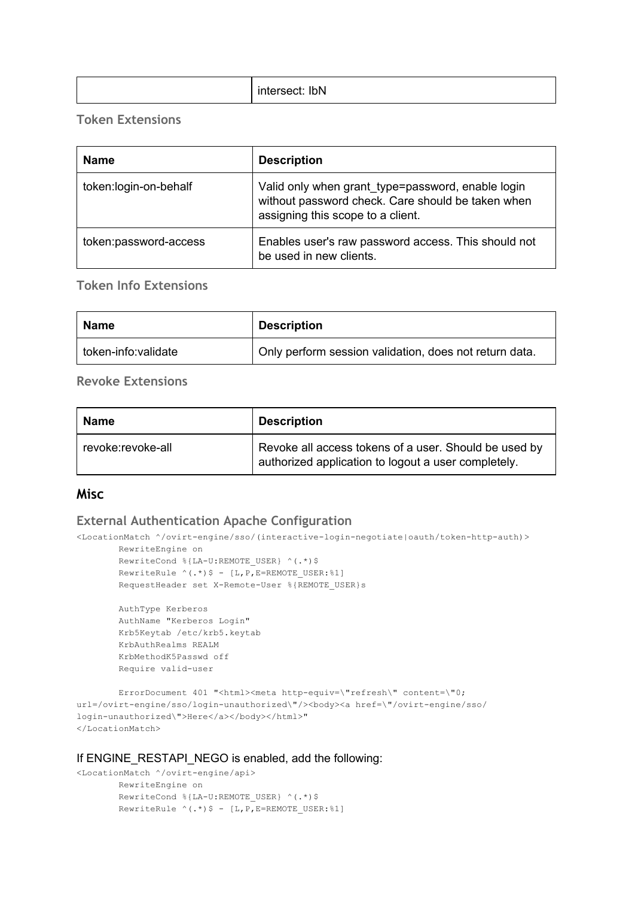| | intersect: IbN |
|---|---|

### Token Extensions

| Name | Description |
|---|---|
| token:login-on-behalf | Valid only when grant_type=password, enable login without password check. Care should be taken when assigning this scope to a client. |
| token:password-access | Enables user's raw password access. This should not be used in new clients. |

### Token Info Extensions

| Name | Description |
|---|---|
| token-info:validate | Only perform session validation, does not return data. |

### Revoke Extensions

| Name | Description |
|---|---|
| revoke:revoke-all | Revoke all access tokens of a user. Should be used by authorized application to logout a user completely. |

## Misc

### External Authentication Apache Configuration

```
<LocationMatch ^/ovirt-engine/sso/(interactive-login-negotiate|oauth/token-http-auth)>
        RewriteEngine on
        RewriteCond %{LA-U:REMOTE_USER} ^(.*)$
        RewriteRule ^(.*)$ - [L,P,E=REMOTE_USER:%1]
        RequestHeader set X-Remote-User %{REMOTE_USER}s

        AuthType Kerberos
        AuthName "Kerberos Login"
        Krb5Keytab /etc/krb5.keytab
        KrbAuthRealms REALM
        KrbMethodK5Passwd off
        Require valid-user

        ErrorDocument 401 "<html><meta http-equiv=\"refresh\" content=\"0;
url=/ovirt-engine/sso/login-unauthorized\"/><body><a href=\"/ovirt-engine/sso/
login-unauthorized\">Here</a></body></html>"
</LocationMatch>
```

If ENGINE_RESTAPI_NEGO is enabled, add the following:

```
<LocationMatch ^/ovirt-engine/api>
        RewriteEngine on
        RewriteCond %{LA-U:REMOTE_USER} ^(.*)$
        RewriteRule ^(.*)$ - [L,P,E=REMOTE_USER:%1]
```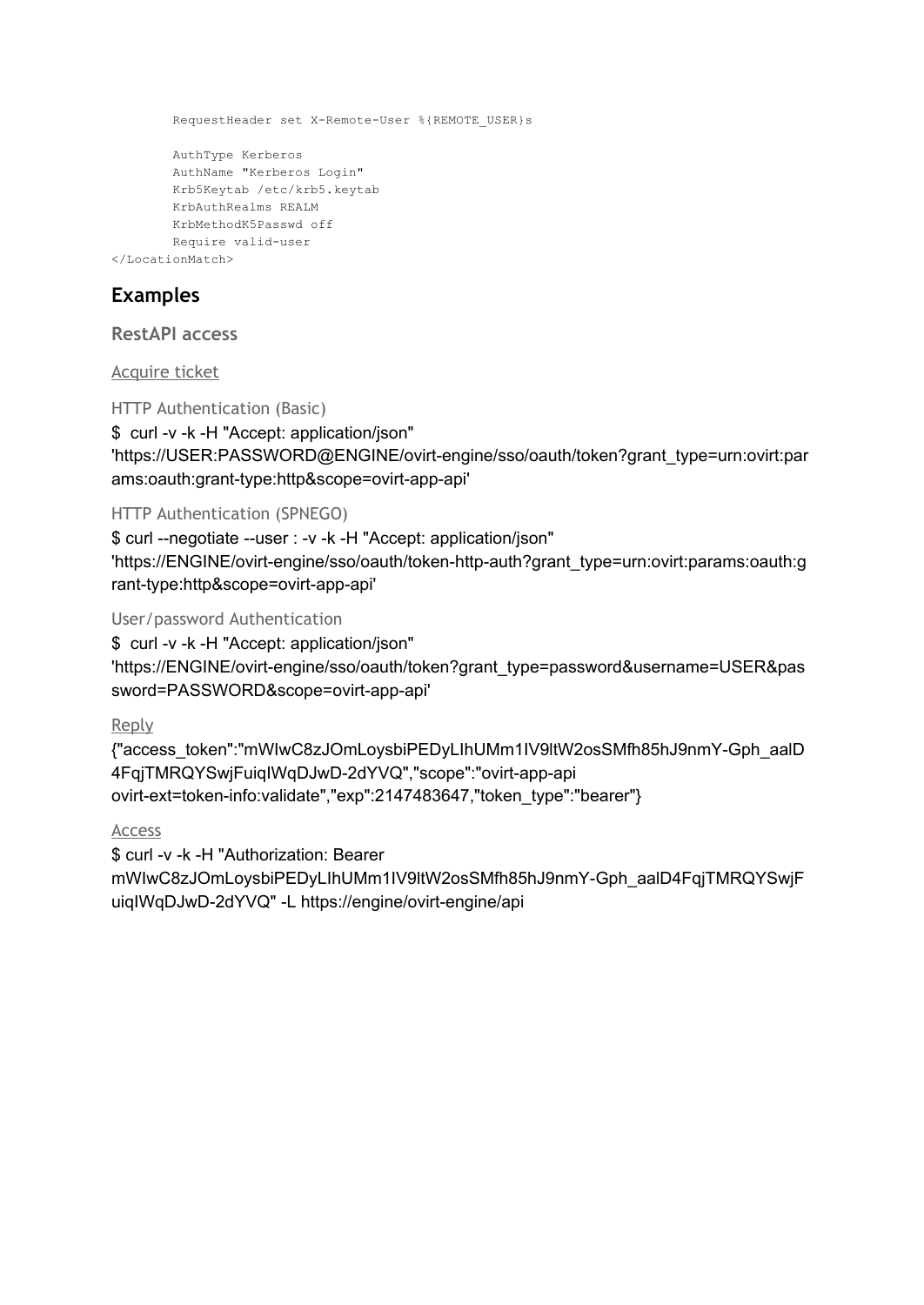```
        RequestHeader set X-Remote-User %{REMOTE_USER}s

        AuthType Kerberos
        AuthName "Kerberos Login"
        Krb5Keytab /etc/krb5.keytab
        KrbAuthRealms REALM
        KrbMethodK5Passwd off
        Require valid-user
</LocationMatch>
```

## Examples

### RestAPI access

Acquire ticket

HTTP Authentication (Basic)

$ curl -v -k -H "Accept: application/json" 'https://USER:PASSWORD@ENGINE/ovirt-engine/sso/oauth/token?grant_type=urn:ovirt:params:oauth:grant-type:http&scope=ovirt-app-api'

HTTP Authentication (SPNEGO)

$ curl --negotiate --user : -v -k -H "Accept: application/json" 'https://ENGINE/ovirt-engine/sso/oauth/token-http-auth?grant_type=urn:ovirt:params:oauth:grant-type:http&scope=ovirt-app-api'

User/password Authentication

$ curl -v -k -H "Accept: application/json" 'https://ENGINE/ovirt-engine/sso/oauth/token?grant_type=password&username=USER&password=PASSWORD&scope=ovirt-app-api'

Reply

{"access_token":"mWIwC8zJOmLoysbiPEDyLIhUMm1IV9ltW2osSMfh85hJ9nmY-Gph_aalD4FqjTMRQYSwjFuiqIWqDJwD-2dYVQ","scope":"ovirt-app-api ovirt-ext=token-info:validate","exp":2147483647,"token_type":"bearer"}

Access

$ curl -v -k -H "Authorization: Bearer mWIwC8zJOmLoysbiPEDyLIhUMm1IV9ltW2osSMfh85hJ9nmY-Gph_aalD4FqjTMRQYSwjFuiqIWqDJwD-2dYVQ" -L https://engine/ovirt-engine/api